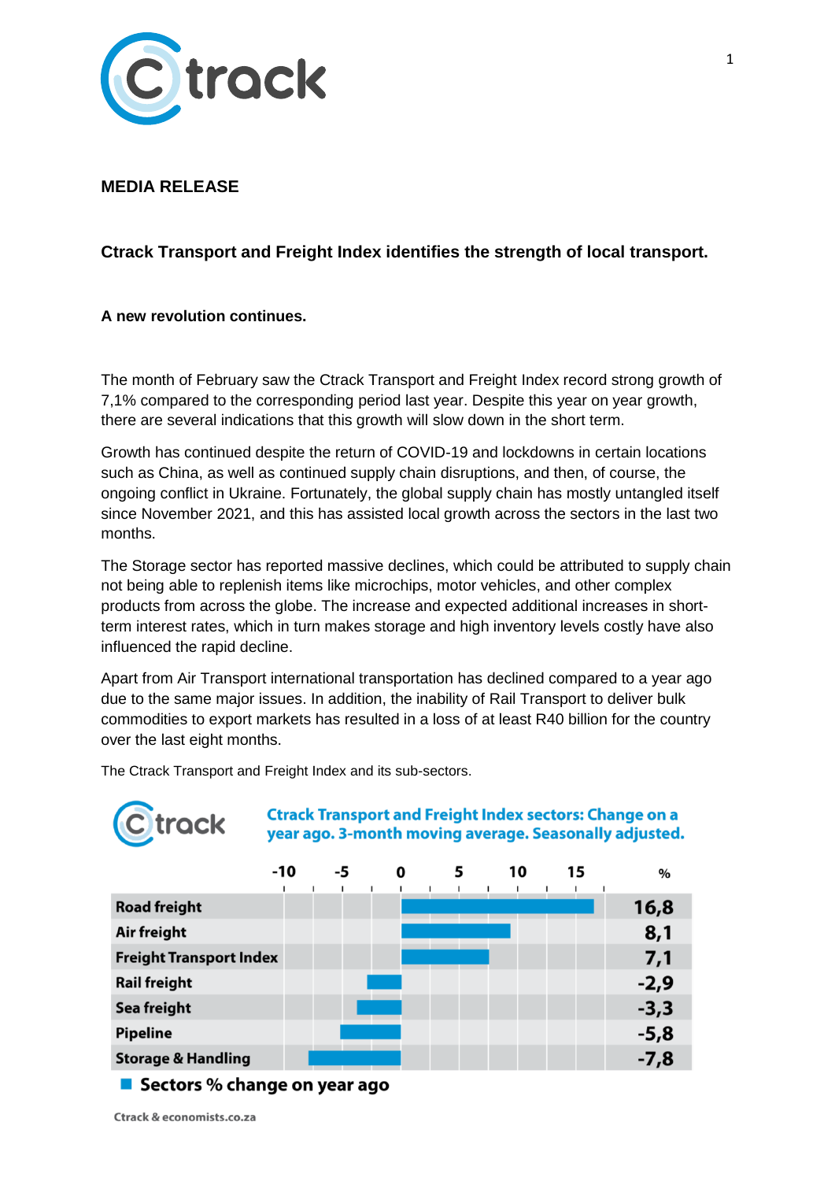**MEDIA RELEASE**

**Ctrack Transport and Freight Index identifies the strength of local transport.**

**A new revolution continues.**

The month of February saw the Ctrack Transport and Freight Index record strong growth of 7,1% compared to the corresponding period last year. Despite this year on year growth, there are several indications that this growth will slow down in the short term.

Growth has continued despite the return of COVID-19 and lockdowns in certain locations such as China, as well as continued supply chain disruptions, and then, of course, the ongoing conflict in Ukraine. Fortunately, the global supply chain has mostly untangled itself since November 2021, and this has assisted local growth across the sectors in the last two months.

The Storage sector has reported massive declines, which could be attributed to supply chain not being able to replenish items like microchips, motor vehicles, and other complex products from across the globe. The increase and expected additional increases in short-term interest rates, which in turn makes storage and high inventory levels costly have also influenced the rapid decline.

Apart from Air Transport international transportation has declined compared to a year ago due to the same major issues. In addition, the inability of Rail Transport to deliver bulk commodities to export markets has resulted in a loss of at least R40 billion for the country over the last eight months.

The Ctrack Transport and Freight Index and its sub-sectors.

**Ctrack Transport and Freight Index sectors: Change on a year ago. 3-month moving average. Seasonally adjusted.**

| Sector | % |
|---|---|
| Road freight | 16,8 |
| Air freight | 8,1 |
| Freight Transport Index | 7,1 |
| Rail freight | -2,9 |
| Sea freight | -3,3 |
| Pipeline | -5,8 |
| Storage & Handling | -7,8 |

Sectors % change on year ago

Ctrack & economists.co.za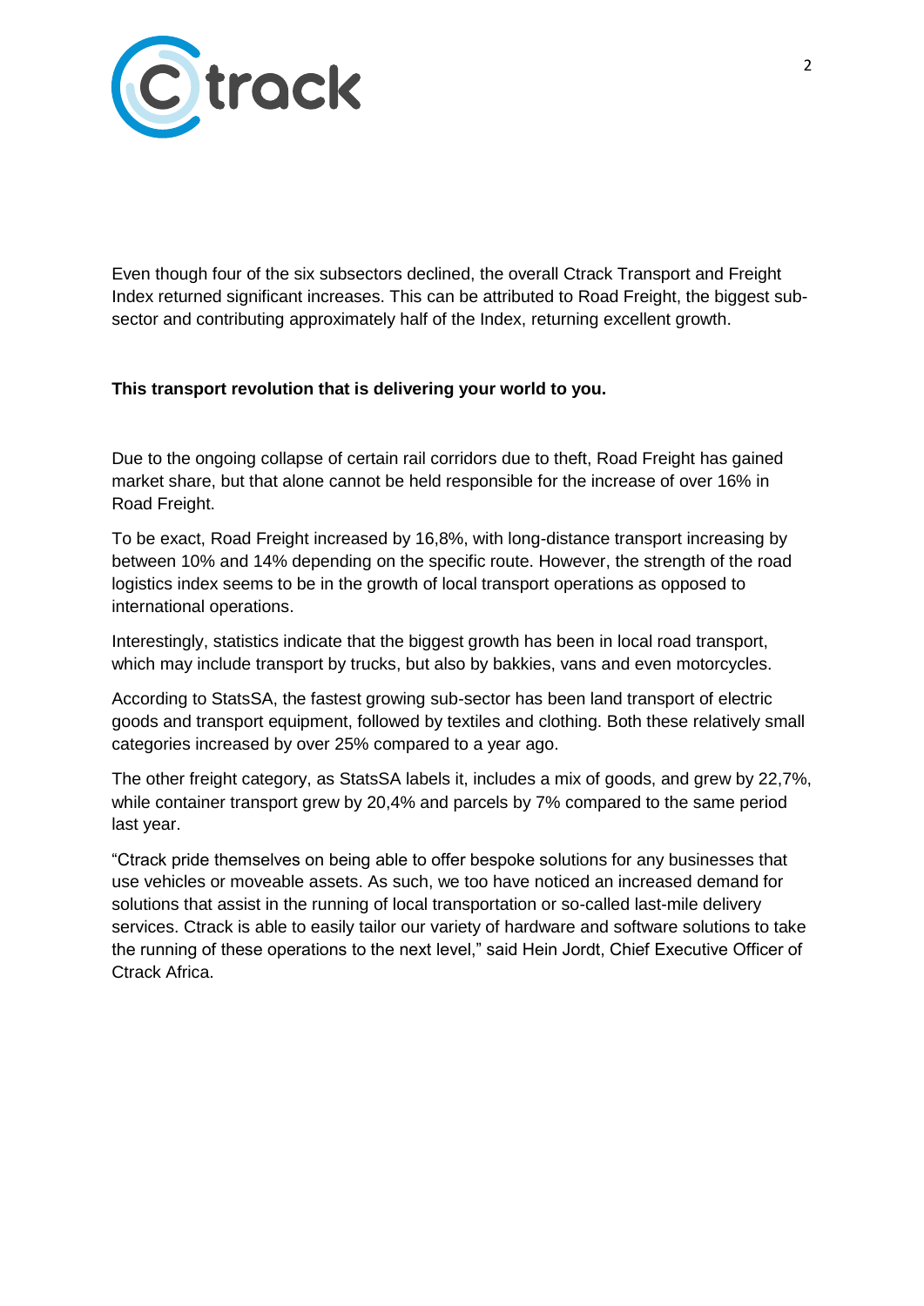Even though four of the six subsectors declined, the overall Ctrack Transport and Freight Index returned significant increases. This can be attributed to Road Freight, the biggest sub-sector and contributing approximately half of the Index, returning excellent growth.

**This transport revolution that is delivering your world to you.**

Due to the ongoing collapse of certain rail corridors due to theft, Road Freight has gained market share, but that alone cannot be held responsible for the increase of over 16% in Road Freight.

To be exact, Road Freight increased by 16,8%, with long-distance transport increasing by between 10% and 14% depending on the specific route. However, the strength of the road logistics index seems to be in the growth of local transport operations as opposed to international operations.

Interestingly, statistics indicate that the biggest growth has been in local road transport, which may include transport by trucks, but also by bakkies, vans and even motorcycles.

According to StatsSA, the fastest growing sub-sector has been land transport of electric goods and transport equipment, followed by textiles and clothing. Both these relatively small categories increased by over 25% compared to a year ago.

The other freight category, as StatsSA labels it, includes a mix of goods, and grew by 22,7%, while container transport grew by 20,4% and parcels by 7% compared to the same period last year.

"Ctrack pride themselves on being able to offer bespoke solutions for any businesses that use vehicles or moveable assets. As such, we too have noticed an increased demand for solutions that assist in the running of local transportation or so-called last-mile delivery services. Ctrack is able to easily tailor our variety of hardware and software solutions to take the running of these operations to the next level," said Hein Jordt, Chief Executive Officer of Ctrack Africa.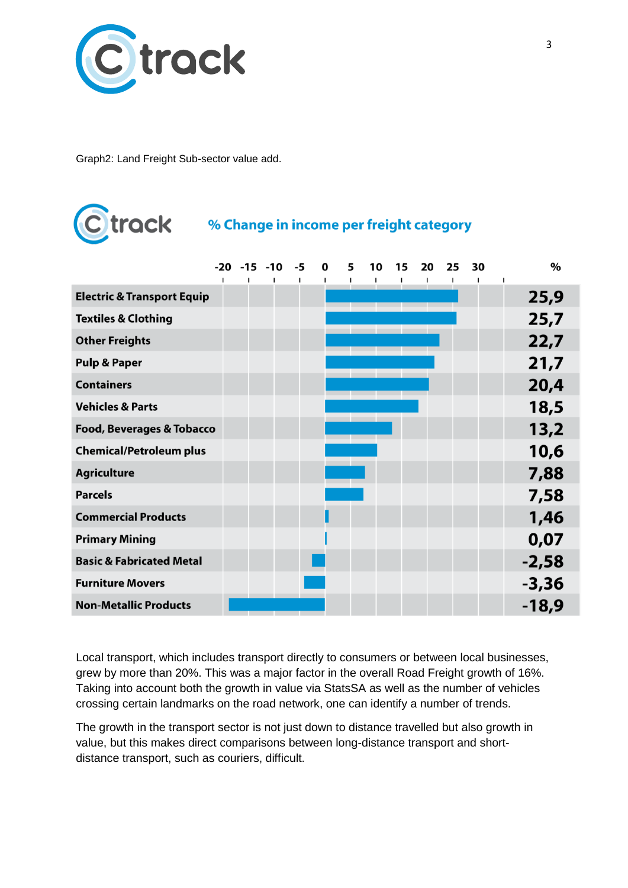Graph2: Land Freight Sub-sector value add.

**% Change in income per freight category**

| Category | % |
|---|---|
| Electric & Transport Equip | 25,9 |
| Textiles & Clothing | 25,7 |
| Other Freights | 22,7 |
| Pulp & Paper | 21,7 |
| Containers | 20,4 |
| Vehicles & Parts | 18,5 |
| Food, Beverages & Tobacco | 13,2 |
| Chemical/Petroleum plus | 10,6 |
| Agriculture | 7,88 |
| Parcels | 7,58 |
| Commercial Products | 1,46 |
| Primary Mining | 0,07 |
| Basic & Fabricated Metal | -2,58 |
| Furniture Movers | -3,36 |
| Non-Metallic Products | -18,9 |

Local transport, which includes transport directly to consumers or between local businesses, grew by more than 20%. This was a major factor in the overall Road Freight growth of 16%. Taking into account both the growth in value via StatsSA as well as the number of vehicles crossing certain landmarks on the road network, one can identify a number of trends.

The growth in the transport sector is not just down to distance travelled but also growth in value, but this makes direct comparisons between long-distance transport and short-distance transport, such as couriers, difficult.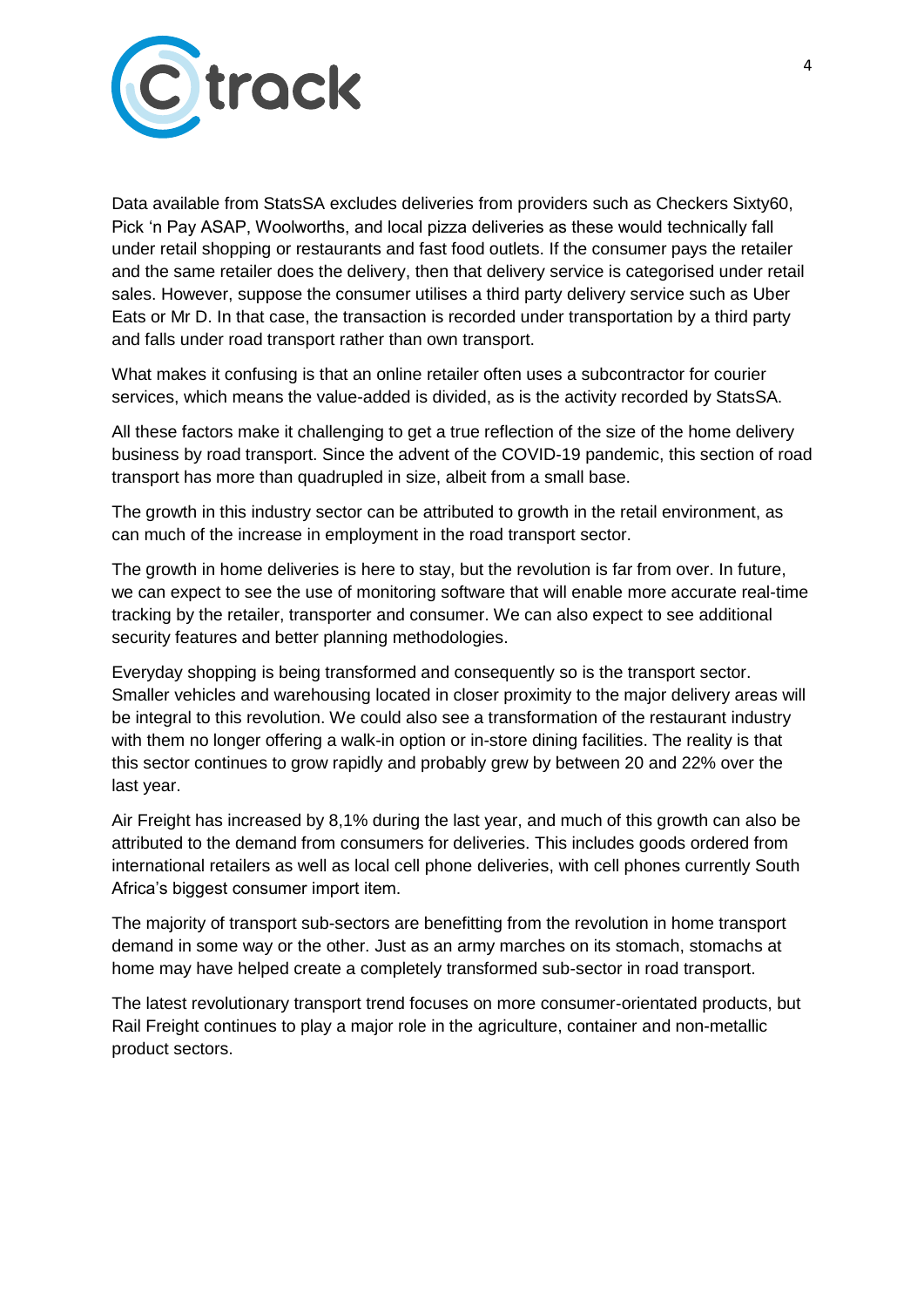Data available from StatsSA excludes deliveries from providers such as Checkers Sixty60, Pick 'n Pay ASAP, Woolworths, and local pizza deliveries as these would technically fall under retail shopping or restaurants and fast food outlets. If the consumer pays the retailer and the same retailer does the delivery, then that delivery service is categorised under retail sales. However, suppose the consumer utilises a third party delivery service such as Uber Eats or Mr D. In that case, the transaction is recorded under transportation by a third party and falls under road transport rather than own transport.

What makes it confusing is that an online retailer often uses a subcontractor for courier services, which means the value-added is divided, as is the activity recorded by StatsSA.

All these factors make it challenging to get a true reflection of the size of the home delivery business by road transport. Since the advent of the COVID-19 pandemic, this section of road transport has more than quadrupled in size, albeit from a small base.

The growth in this industry sector can be attributed to growth in the retail environment, as can much of the increase in employment in the road transport sector.

The growth in home deliveries is here to stay, but the revolution is far from over. In future, we can expect to see the use of monitoring software that will enable more accurate real-time tracking by the retailer, transporter and consumer. We can also expect to see additional security features and better planning methodologies.

Everyday shopping is being transformed and consequently so is the transport sector. Smaller vehicles and warehousing located in closer proximity to the major delivery areas will be integral to this revolution. We could also see a transformation of the restaurant industry with them no longer offering a walk-in option or in-store dining facilities. The reality is that this sector continues to grow rapidly and probably grew by between 20 and 22% over the last year.

Air Freight has increased by 8,1% during the last year, and much of this growth can also be attributed to the demand from consumers for deliveries. This includes goods ordered from international retailers as well as local cell phone deliveries, with cell phones currently South Africa's biggest consumer import item.

The majority of transport sub-sectors are benefitting from the revolution in home transport demand in some way or the other. Just as an army marches on its stomach, stomachs at home may have helped create a completely transformed sub-sector in road transport.

The latest revolutionary transport trend focuses on more consumer-orientated products, but Rail Freight continues to play a major role in the agriculture, container and non-metallic product sectors.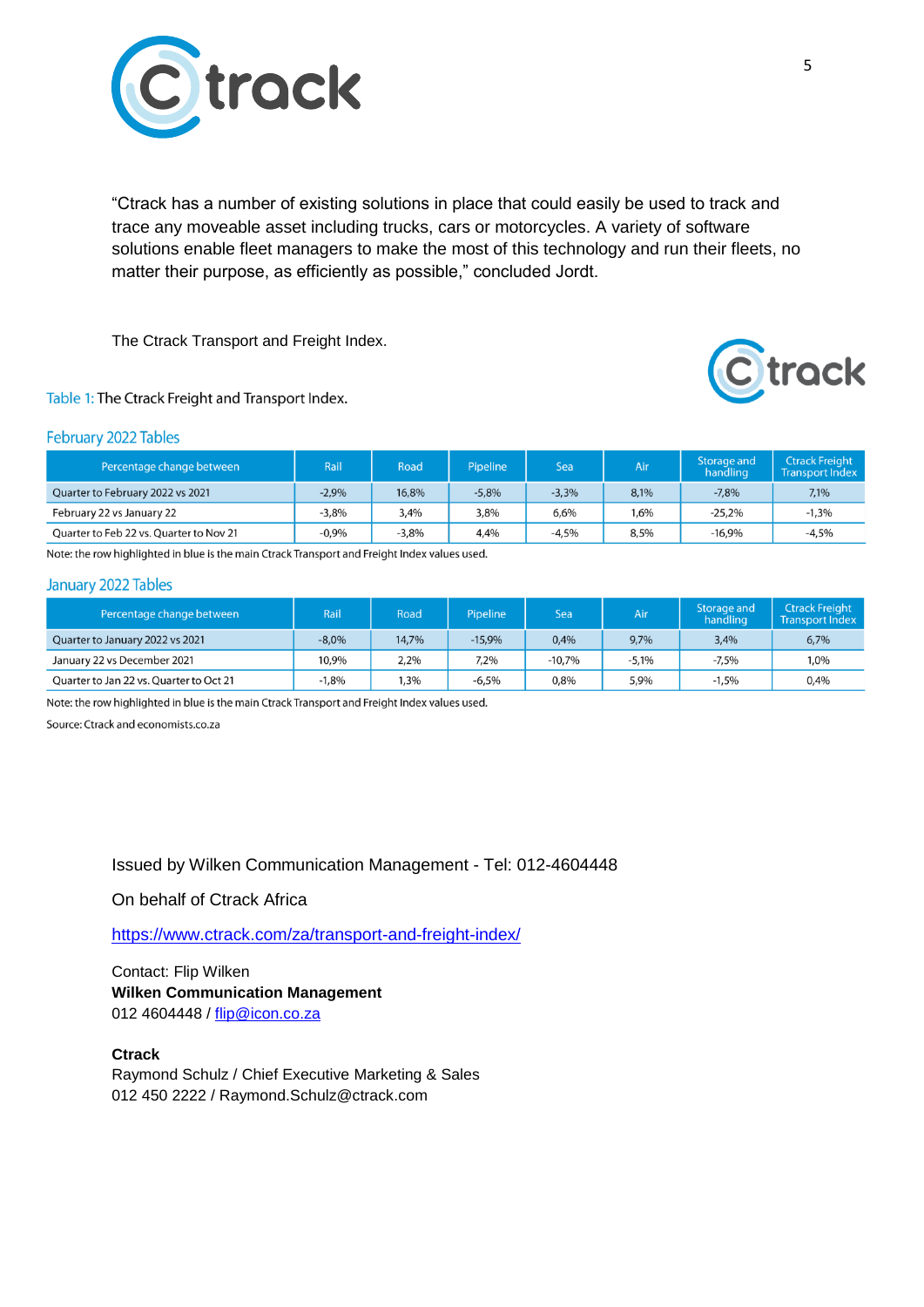"Ctrack has a number of existing solutions in place that could easily be used to track and trace any moveable asset including trucks, cars or motorcycles. A variety of software solutions enable fleet managers to make the most of this technology and run their fleets, no matter their purpose, as efficiently as possible," concluded Jordt.

The Ctrack Transport and Freight Index.

Table 1: The Ctrack Freight and Transport Index.

### February 2022 Tables

| Percentage change between | Rail | Road | Pipeline | Sea | Air | Storage and handling | Ctrack Freight Transport Index |
|---|---|---|---|---|---|---|---|
| Quarter to February 2022 vs 2021 | -2,9% | 16,8% | -5,8% | -3,3% | 8,1% | -7,8% | 7,1% |
| February 22 vs January 22 | -3,8% | 3,4% | 3,8% | 6,6% | 1,6% | -25,2% | -1,3% |
| Quarter to Feb 22 vs. Quarter to Nov 21 | -0,9% | -3,8% | 4,4% | -4,5% | 8,5% | -16,9% | -4,5% |

Note: the row highlighted in blue is the main Ctrack Transport and Freight Index values used.

### January 2022 Tables

| Percentage change between | Rail | Road | Pipeline | Sea | Air | Storage and handling | Ctrack Freight Transport Index |
|---|---|---|---|---|---|---|---|
| Quarter to January 2022 vs 2021 | -8,0% | 14,7% | -15,9% | 0,4% | 9,7% | 3,4% | 6,7% |
| January 22 vs December 2021 | 10,9% | 2,2% | 7,2% | -10,7% | -5,1% | -7,5% | 1,0% |
| Quarter to Jan 22 vs. Quarter to Oct 21 | -1,8% | 1,3% | -6,5% | 0,8% | 5,9% | -1,5% | 0,4% |

Note: the row highlighted in blue is the main Ctrack Transport and Freight Index values used.

Source: Ctrack and economists.co.za

Issued by Wilken Communication Management - Tel: 012-4604448

On behalf of Ctrack Africa

https://www.ctrack.com/za/transport-and-freight-index/

Contact: Flip Wilken
**Wilken Communication Management**
012 4604448 / flip@icon.co.za

**Ctrack**
Raymond Schulz / Chief Executive Marketing & Sales
012 450 2222 / Raymond.Schulz@ctrack.com